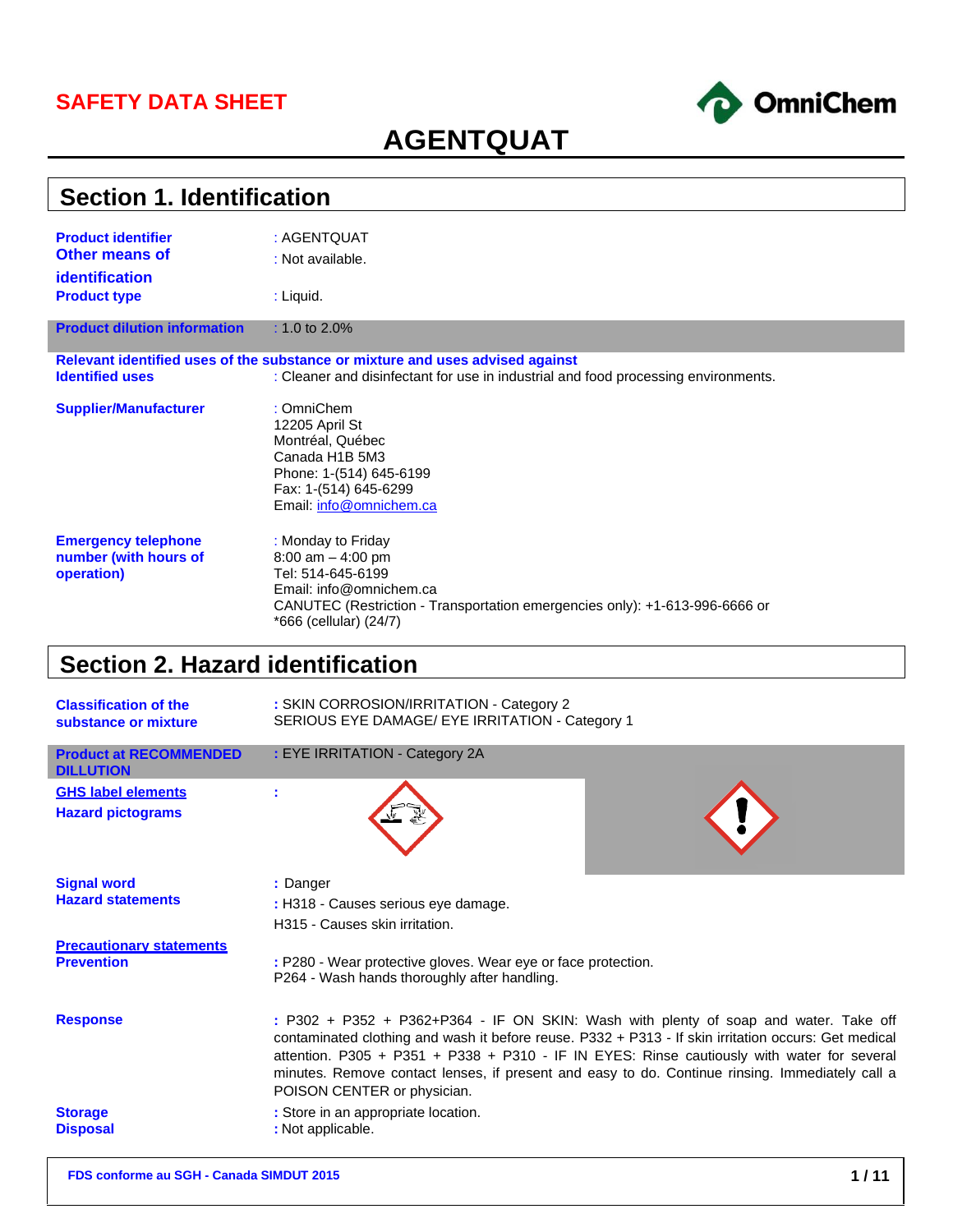# SAFETY DATA SHEET

# AGENTQUAT

## Section 1. Identification

| | |
|---|---|
| **Product identifier** | : AGENTQUAT |
| **Other means of identification** | : Not available. |
| **Product type** | : Liquid. |
| **Product dilution information** | : 1.0 to 2.0% |

**Relevant identified uses of the substance or mixture and uses advised against**

| | |
|---|---|
| **Identified uses** | : Cleaner and disinfectant for use in industrial and food processing environments. |
| **Supplier/Manufacturer** | : OmniChem<br>12205 April St<br>Montréal, Québec<br>Canada H1B 5M3<br>Phone: 1-(514) 645-6199<br>Fax: 1-(514) 645-6299<br>Email: info@omnichem.ca |
| **Emergency telephone number (with hours of operation)** | : Monday to Friday<br>8:00 am – 4:00 pm<br>Tel: 514-645-6199<br>Email: info@omnichem.ca<br>CANUTEC (Restriction - Transportation emergencies only): +1-613-996-6666 or *666 (cellular) (24/7) |

## Section 2. Hazard identification

| | |
|---|---|
| **Classification of the substance or mixture** | : SKIN CORROSION/IRRITATION - Category 2<br>SERIOUS EYE DAMAGE/ EYE IRRITATION - Category 1 |
| **Product at RECOMMENDED DILLUTION** | : EYE IRRITATION - Category 2A |

**GHS label elements**

**Hazard pictograms** :

| | |
|---|---|
| **Signal word** | : Danger |
| **Hazard statements** | : H318 - Causes serious eye damage.<br>H315 - Causes skin irritation. |

**Precautionary statements**

| | |
|---|---|
| **Prevention** | : P280 - Wear protective gloves. Wear eye or face protection.<br>P264 - Wash hands thoroughly after handling. |
| **Response** | : P302 + P352 + P362+P364 - IF ON SKIN: Wash with plenty of soap and water. Take off contaminated clothing and wash it before reuse. P332 + P313 - If skin irritation occurs: Get medical attention. P305 + P351 + P338 + P310 - IF IN EYES: Rinse cautiously with water for several minutes. Remove contact lenses, if present and easy to do. Continue rinsing. Immediately call a POISON CENTER or physician. |
| **Storage** | : Store in an appropriate location. |
| **Disposal** | : Not applicable. |

FDS conforme au SGH - Canada SIMDUT 2015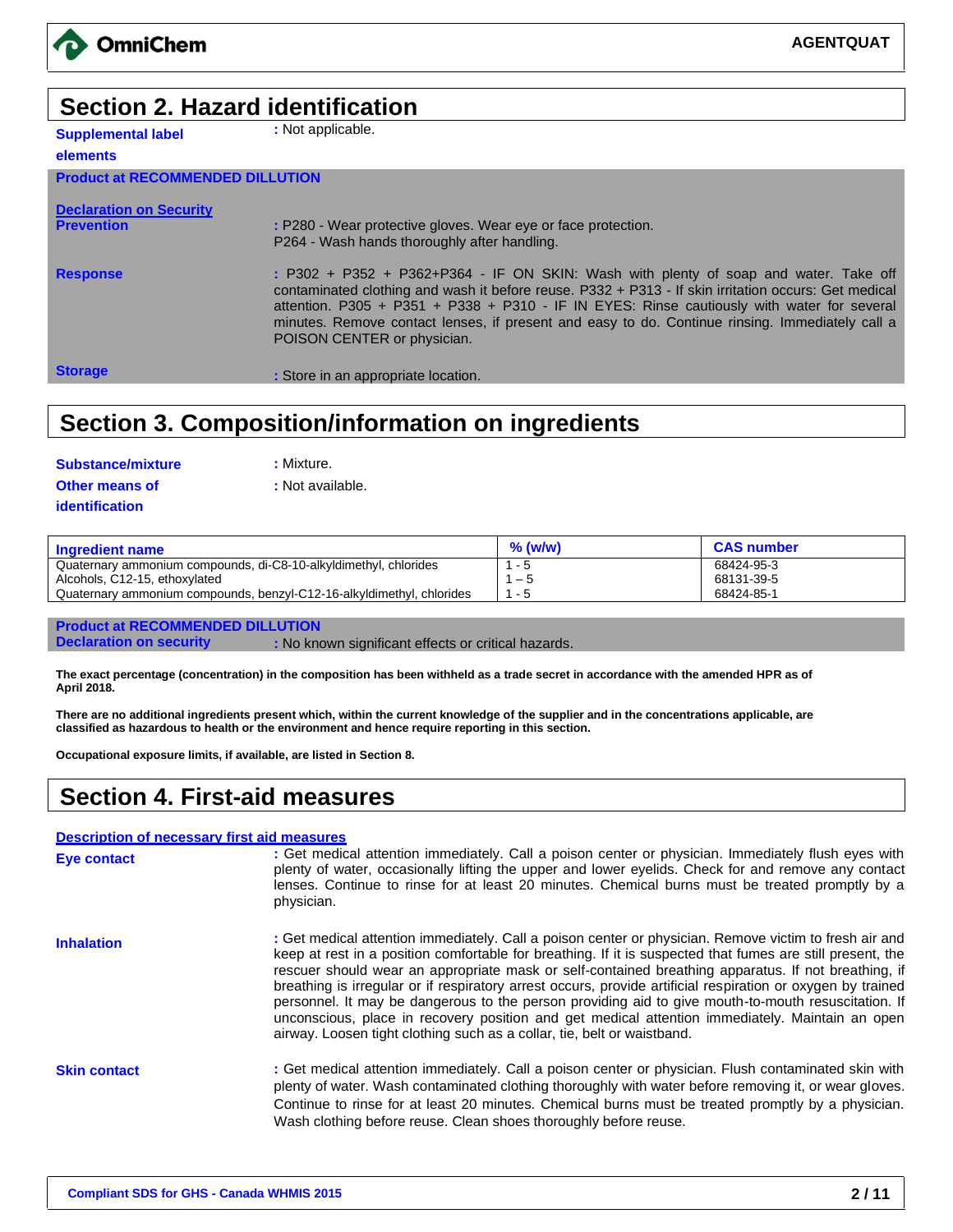## Section 2. Hazard identification

**Supplemental label elements** : Not applicable.

**Product at RECOMMENDED DILLUTION**

**Declaration on Security**

**Prevention** : P280 - Wear protective gloves. Wear eye or face protection.
P264 - Wash hands thoroughly after handling.

**Response** : P302 + P352 + P362+P364 - IF ON SKIN: Wash with plenty of soap and water. Take off contaminated clothing and wash it before reuse. P332 + P313 - If skin irritation occurs: Get medical attention. P305 + P351 + P338 + P310 - IF IN EYES: Rinse cautiously with water for several minutes. Remove contact lenses, if present and easy to do. Continue rinsing. Immediately call a POISON CENTER or physician.

**Storage** : Store in an appropriate location.

## Section 3. Composition/information on ingredients

**Substance/mixture** : Mixture.

**Other means of identification** : Not available.

| Ingredient name | % (w/w) | CAS number |
|---|---|---|
| Quaternary ammonium compounds, di-C8-10-alkyldimethyl, chlorides | 1 - 5 | 68424-95-3 |
| Alcohols, C12-15, ethoxylated | 1 – 5 | 68131-39-5 |
| Quaternary ammonium compounds, benzyl-C12-16-alkyldimethyl, chlorides | 1 - 5 | 68424-85-1 |

**Product at RECOMMENDED DILLUTION**

**Declaration on security** : No known significant effects or critical hazards.

**The exact percentage (concentration) in the composition has been withheld as a trade secret in accordance with the amended HPR as of April 2018.**

**There are no additional ingredients present which, within the current knowledge of the supplier and in the concentrations applicable, are classified as hazardous to health or the environment and hence require reporting in this section.**

**Occupational exposure limits, if available, are listed in Section 8.**

## Section 4. First-aid measures

**Description of necessary first aid measures**

**Eye contact** : Get medical attention immediately. Call a poison center or physician. Immediately flush eyes with plenty of water, occasionally lifting the upper and lower eyelids. Check for and remove any contact lenses. Continue to rinse for at least 20 minutes. Chemical burns must be treated promptly by a physician.

**Inhalation** : Get medical attention immediately. Call a poison center or physician. Remove victim to fresh air and keep at rest in a position comfortable for breathing. If it is suspected that fumes are still present, the rescuer should wear an appropriate mask or self-contained breathing apparatus. If not breathing, if breathing is irregular or if respiratory arrest occurs, provide artificial respiration or oxygen by trained personnel. It may be dangerous to the person providing aid to give mouth-to-mouth resuscitation. If unconscious, place in recovery position and get medical attention immediately. Maintain an open airway. Loosen tight clothing such as a collar, tie, belt or waistband.

**Skin contact** : Get medical attention immediately. Call a poison center or physician. Flush contaminated skin with plenty of water. Wash contaminated clothing thoroughly with water before removing it, or wear gloves. Continue to rinse for at least 20 minutes. Chemical burns must be treated promptly by a physician. Wash clothing before reuse. Clean shoes thoroughly before reuse.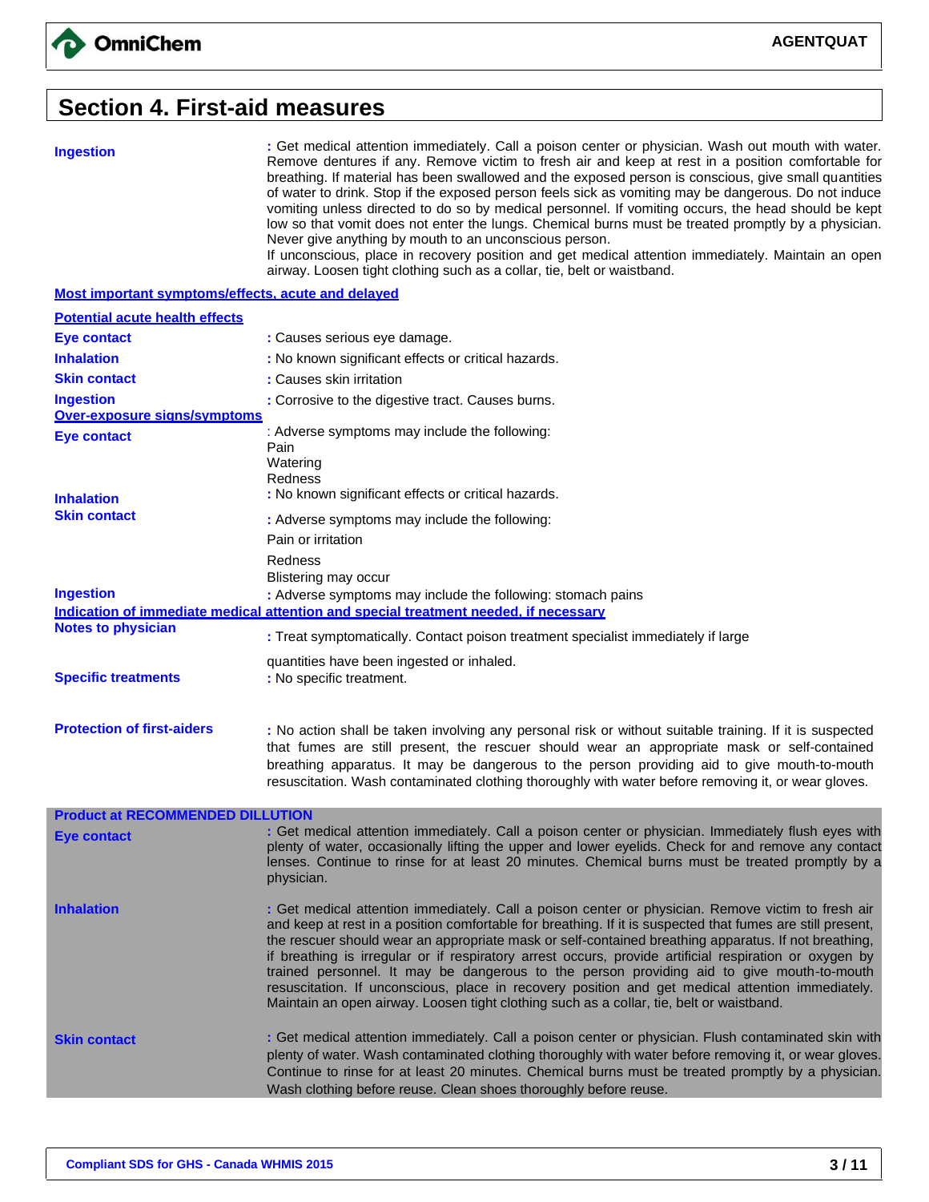## Section 4. First-aid measures

| | |
|---|---|
| **Ingestion** | : Get medical attention immediately. Call a poison center or physician. Wash out mouth with water. Remove dentures if any. Remove victim to fresh air and keep at rest in a position comfortable for breathing. If material has been swallowed and the exposed person is conscious, give small quantities of water to drink. Stop if the exposed person feels sick as vomiting may be dangerous. Do not induce vomiting unless directed to do so by medical personnel. If vomiting occurs, the head should be kept low so that vomit does not enter the lungs. Chemical burns must be treated promptly by a physician. Never give anything by mouth to an unconscious person. If unconscious, place in recovery position and get medical attention immediately. Maintain an open airway. Loosen tight clothing such as a collar, tie, belt or waistband. |

**Most important symptoms/effects, acute and delayed**

**Potential acute health effects**

| | |
|---|---|
| **Eye contact** | : Causes serious eye damage. |
| **Inhalation** | : No known significant effects or critical hazards. |
| **Skin contact** | : Causes skin irritation |
| **Ingestion** | : Corrosive to the digestive tract. Causes burns. |

**Over-exposure signs/symptoms**

| | |
|---|---|
| **Eye contact** | : Adverse symptoms may include the following:<br>Pain<br>Watering<br>Redness |
| **Inhalation** | : No known significant effects or critical hazards. |
| **Skin contact** | : Adverse symptoms may include the following:<br>Pain or irritation<br>Redness<br>Blistering may occur |
| **Ingestion** | : Adverse symptoms may include the following: stomach pains |

**Indication of immediate medical attention and special treatment needed, if necessary**

| | |
|---|---|
| **Notes to physician** | : Treat symptomatically. Contact poison treatment specialist immediately if large quantities have been ingested or inhaled. |
| **Specific treatments** | : No specific treatment. |
| **Protection of first-aiders** | : No action shall be taken involving any personal risk or without suitable training. If it is suspected that fumes are still present, the rescuer should wear an appropriate mask or self-contained breathing apparatus. It may be dangerous to the person providing aid to give mouth-to-mouth resuscitation. Wash contaminated clothing thoroughly with water before removing it, or wear gloves. |

**Product at RECOMMENDED DILLUTION**

| | |
|---|---|
| **Eye contact** | : Get medical attention immediately. Call a poison center or physician. Immediately flush eyes with plenty of water, occasionally lifting the upper and lower eyelids. Check for and remove any contact lenses. Continue to rinse for at least 20 minutes. Chemical burns must be treated promptly by a physician. |
| **Inhalation** | : Get medical attention immediately. Call a poison center or physician. Remove victim to fresh air and keep at rest in a position comfortable for breathing. If it is suspected that fumes are still present, the rescuer should wear an appropriate mask or self-contained breathing apparatus. If not breathing, if breathing is irregular or if respiratory arrest occurs, provide artificial respiration or oxygen by trained personnel. It may be dangerous to the person providing aid to give mouth-to-mouth resuscitation. If unconscious, place in recovery position and get medical attention immediately. Maintain an open airway. Loosen tight clothing such as a collar, tie, belt or waistband. |
| **Skin contact** | : Get medical attention immediately. Call a poison center or physician. Flush contaminated skin with plenty of water. Wash contaminated clothing thoroughly with water before removing it, or wear gloves. Continue to rinse for at least 20 minutes. Chemical burns must be treated promptly by a physician. Wash clothing before reuse. Clean shoes thoroughly before reuse. |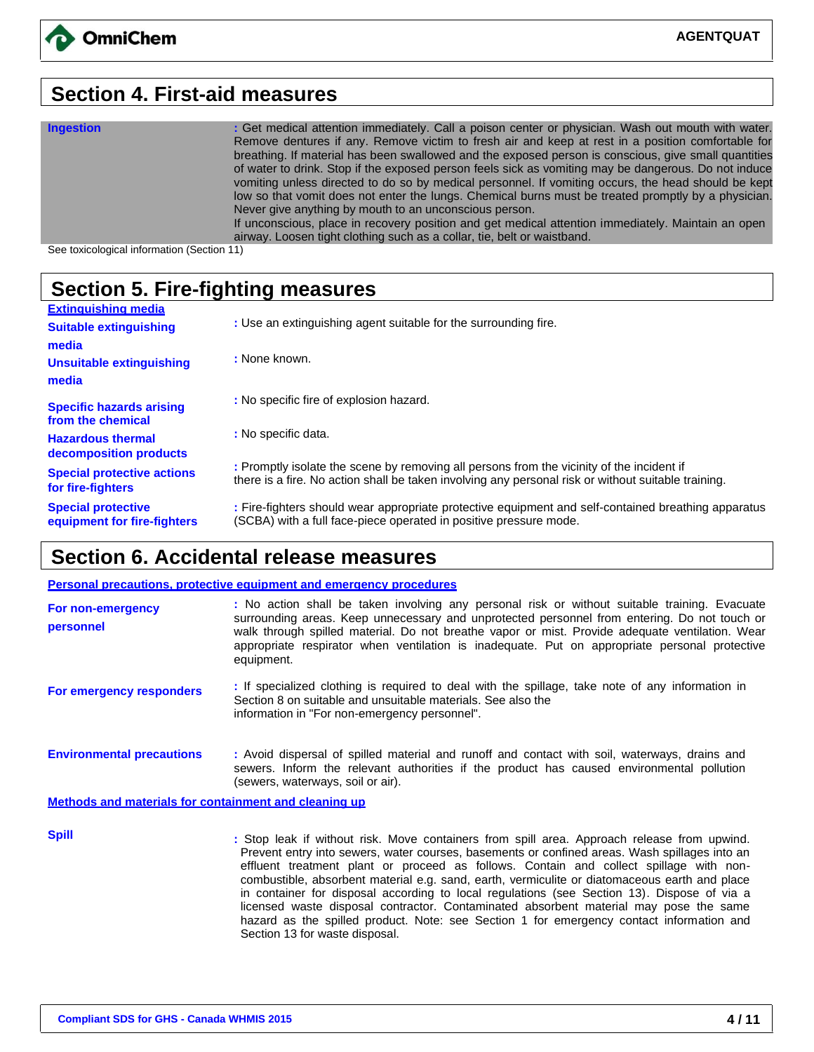## Section 4. First-aid measures

**Ingestion** : Get medical attention immediately. Call a poison center or physician. Wash out mouth with water. Remove dentures if any. Remove victim to fresh air and keep at rest in a position comfortable for breathing. If material has been swallowed and the exposed person is conscious, give small quantities of water to drink. Stop if the exposed person feels sick as vomiting may be dangerous. Do not induce vomiting unless directed to do so by medical personnel. If vomiting occurs, the head should be kept low so that vomit does not enter the lungs. Chemical burns must be treated promptly by a physician. Never give anything by mouth to an unconscious person.
If unconscious, place in recovery position and get medical attention immediately. Maintain an open airway. Loosen tight clothing such as a collar, tie, belt or waistband.

See toxicological information (Section 11)

## Section 5. Fire-fighting measures

**Extinguishing media**

**Suitable extinguishing media** : Use an extinguishing agent suitable for the surrounding fire.

**Unsuitable extinguishing media** : None known.

**Specific hazards arising from the chemical** : No specific fire of explosion hazard.

**Hazardous thermal decomposition products** : No specific data.

**Special protective actions for fire-fighters** : Promptly isolate the scene by removing all persons from the vicinity of the incident if there is a fire. No action shall be taken involving any personal risk or without suitable training.

**Special protective equipment for fire-fighters** : Fire-fighters should wear appropriate protective equipment and self-contained breathing apparatus (SCBA) with a full face-piece operated in positive pressure mode.

## Section 6. Accidental release measures

**Personal precautions, protective equipment and emergency procedures**

**For non-emergency personnel** : No action shall be taken involving any personal risk or without suitable training. Evacuate surrounding areas. Keep unnecessary and unprotected personnel from entering. Do not touch or walk through spilled material. Do not breathe vapor or mist. Provide adequate ventilation. Wear appropriate respirator when ventilation is inadequate. Put on appropriate personal protective equipment.

**For emergency responders** : If specialized clothing is required to deal with the spillage, take note of any information in Section 8 on suitable and unsuitable materials. See also the information in "For non-emergency personnel".

**Environmental precautions** : Avoid dispersal of spilled material and runoff and contact with soil, waterways, drains and sewers. Inform the relevant authorities if the product has caused environmental pollution (sewers, waterways, soil or air).

**Methods and materials for containment and cleaning up**

**Spill** : Stop leak if without risk. Move containers from spill area. Approach release from upwind. Prevent entry into sewers, water courses, basements or confined areas. Wash spillages into an effluent treatment plant or proceed as follows. Contain and collect spillage with non-combustible, absorbent material e.g. sand, earth, vermiculite or diatomaceous earth and place in container for disposal according to local regulations (see Section 13). Dispose of via a licensed waste disposal contractor. Contaminated absorbent material may pose the same hazard as the spilled product. Note: see Section 1 for emergency contact information and Section 13 for waste disposal.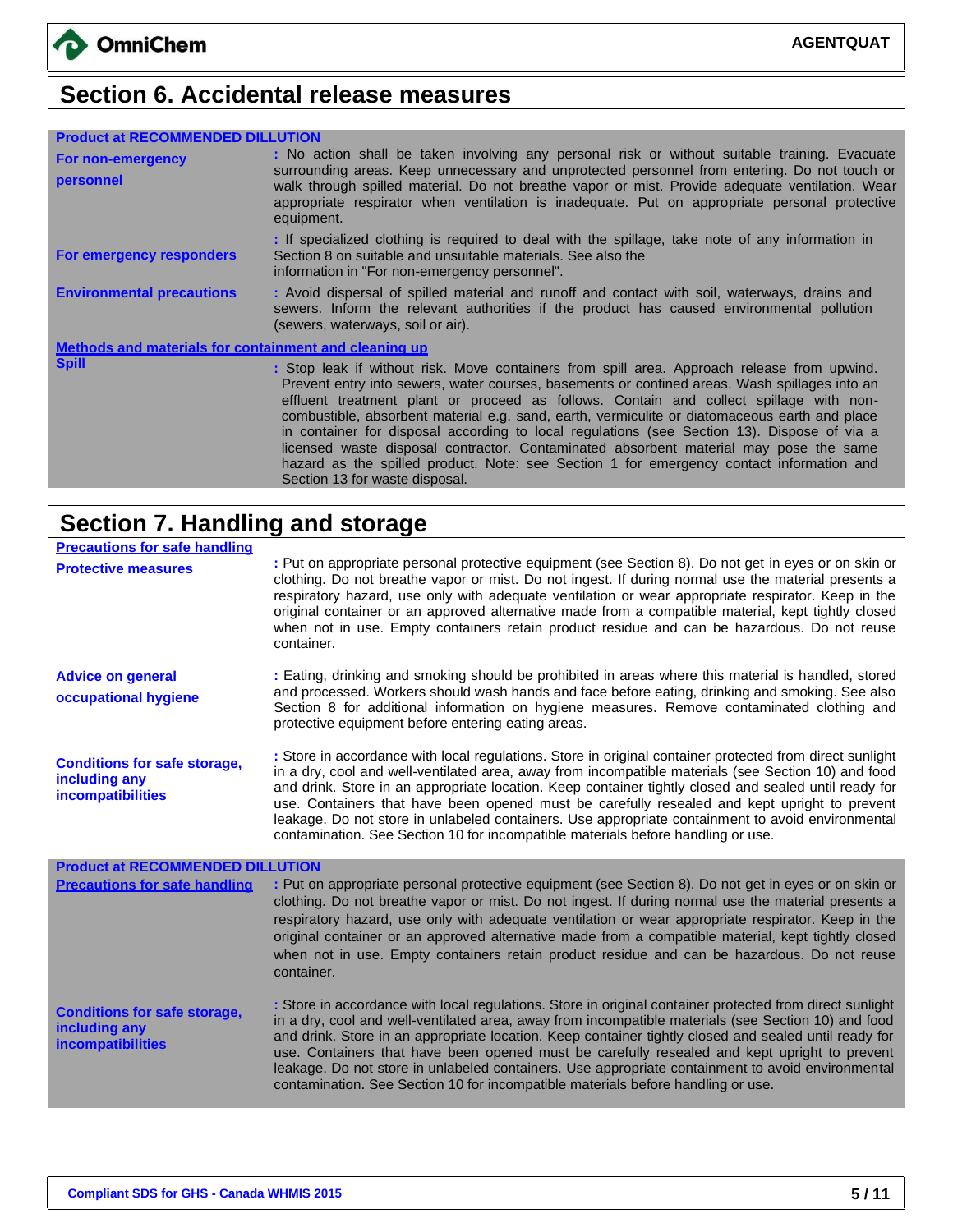## Section 6. Accidental release measures

**Product at RECOMMENDED DILLUTION**

**For non-emergency personnel** : No action shall be taken involving any personal risk or without suitable training. Evacuate surrounding areas. Keep unnecessary and unprotected personnel from entering. Do not touch or walk through spilled material. Do not breathe vapor or mist. Provide adequate ventilation. Wear appropriate respirator when ventilation is inadequate. Put on appropriate personal protective equipment.

**For emergency responders** : If specialized clothing is required to deal with the spillage, take note of any information in Section 8 on suitable and unsuitable materials. See also the information in "For non-emergency personnel".

**Environmental precautions** : Avoid dispersal of spilled material and runoff and contact with soil, waterways, drains and sewers. Inform the relevant authorities if the product has caused environmental pollution (sewers, waterways, soil or air).

**Methods and materials for containment and cleaning up**

**Spill** : Stop leak if without risk. Move containers from spill area. Approach release from upwind. Prevent entry into sewers, water courses, basements or confined areas. Wash spillages into an effluent treatment plant or proceed as follows. Contain and collect spillage with non-combustible, absorbent material e.g. sand, earth, vermiculite or diatomaceous earth and place in container for disposal according to local regulations (see Section 13). Dispose of via a licensed waste disposal contractor. Contaminated absorbent material may pose the same hazard as the spilled product. Note: see Section 1 for emergency contact information and Section 13 for waste disposal.

## Section 7. Handling and storage

**Precautions for safe handling**

**Protective measures** : Put on appropriate personal protective equipment (see Section 8). Do not get in eyes or on skin or clothing. Do not breathe vapor or mist. Do not ingest. If during normal use the material presents a respiratory hazard, use only with adequate ventilation or wear appropriate respirator. Keep in the original container or an approved alternative made from a compatible material, kept tightly closed when not in use. Empty containers retain product residue and can be hazardous. Do not reuse container.

**Advice on general occupational hygiene** : Eating, drinking and smoking should be prohibited in areas where this material is handled, stored and processed. Workers should wash hands and face before eating, drinking and smoking. See also Section 8 for additional information on hygiene measures. Remove contaminated clothing and protective equipment before entering eating areas.

**Conditions for safe storage, including any incompatibilities** : Store in accordance with local regulations. Store in original container protected from direct sunlight in a dry, cool and well-ventilated area, away from incompatible materials (see Section 10) and food and drink. Store in an appropriate location. Keep container tightly closed and sealed until ready for use. Containers that have been opened must be carefully resealed and kept upright to prevent leakage. Do not store in unlabeled containers. Use appropriate containment to avoid environmental contamination. See Section 10 for incompatible materials before handling or use.

**Product at RECOMMENDED DILLUTION**

**Precautions for safe handling** : Put on appropriate personal protective equipment (see Section 8). Do not get in eyes or on skin or clothing. Do not breathe vapor or mist. Do not ingest. If during normal use the material presents a respiratory hazard, use only with adequate ventilation or wear appropriate respirator. Keep in the original container or an approved alternative made from a compatible material, kept tightly closed when not in use. Empty containers retain product residue and can be hazardous. Do not reuse container.

**Conditions for safe storage, including any incompatibilities** : Store in accordance with local regulations. Store in original container protected from direct sunlight in a dry, cool and well-ventilated area, away from incompatible materials (see Section 10) and food and drink. Store in an appropriate location. Keep container tightly closed and sealed until ready for use. Containers that have been opened must be carefully resealed and kept upright to prevent leakage. Do not store in unlabeled containers. Use appropriate containment to avoid environmental contamination. See Section 10 for incompatible materials before handling or use.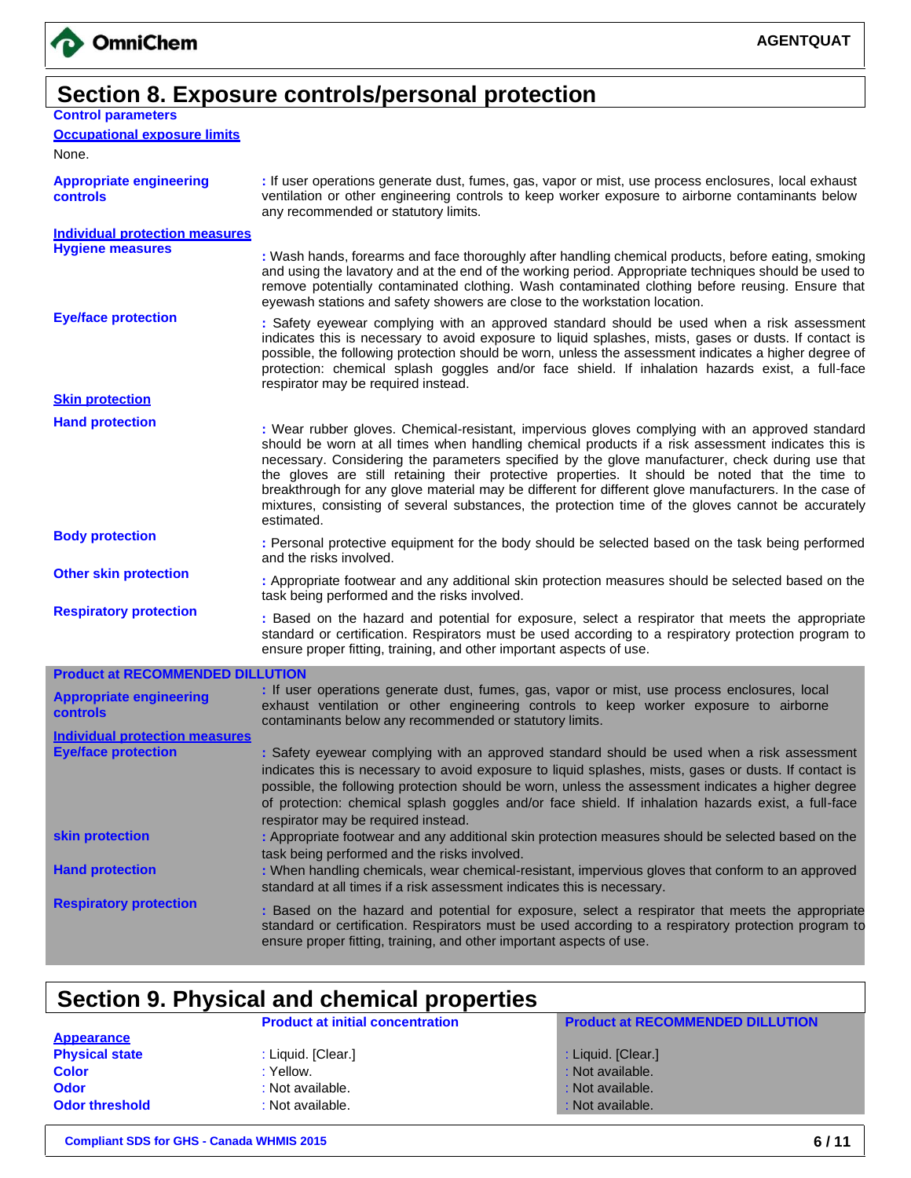## Section 8. Exposure controls/personal protection

**Control parameters**

**Occupational exposure limits**

None.

**Appropriate engineering controls** : If user operations generate dust, fumes, gas, vapor or mist, use process enclosures, local exhaust ventilation or other engineering controls to keep worker exposure to airborne contaminants below any recommended or statutory limits.

**Individual protection measures**

**Hygiene measures** : Wash hands, forearms and face thoroughly after handling chemical products, before eating, smoking and using the lavatory and at the end of the working period. Appropriate techniques should be used to remove potentially contaminated clothing. Wash contaminated clothing before reusing. Ensure that eyewash stations and safety showers are close to the workstation location.

**Eye/face protection** : Safety eyewear complying with an approved standard should be used when a risk assessment indicates this is necessary to avoid exposure to liquid splashes, mists, gases or dusts. If contact is possible, the following protection should be worn, unless the assessment indicates a higher degree of protection: chemical splash goggles and/or face shield. If inhalation hazards exist, a full-face respirator may be required instead.

**Skin protection**

**Hand protection** : Wear rubber gloves. Chemical-resistant, impervious gloves complying with an approved standard should be worn at all times when handling chemical products if a risk assessment indicates this is necessary. Considering the parameters specified by the glove manufacturer, check during use that the gloves are still retaining their protective properties. It should be noted that the time to breakthrough for any glove material may be different for different glove manufacturers. In the case of mixtures, consisting of several substances, the protection time of the gloves cannot be accurately estimated.

**Body protection** : Personal protective equipment for the body should be selected based on the task being performed and the risks involved.

**Other skin protection** : Appropriate footwear and any additional skin protection measures should be selected based on the task being performed and the risks involved.

**Respiratory protection** : Based on the hazard and potential for exposure, select a respirator that meets the appropriate standard or certification. Respirators must be used according to a respiratory protection program to ensure proper fitting, training, and other important aspects of use.

**Product at RECOMMENDED DILLUTION**

**Appropriate engineering controls** : If user operations generate dust, fumes, gas, vapor or mist, use process enclosures, local exhaust ventilation or other engineering controls to keep worker exposure to airborne contaminants below any recommended or statutory limits.

**Individual protection measures**

**Eye/face protection** : Safety eyewear complying with an approved standard should be used when a risk assessment indicates this is necessary to avoid exposure to liquid splashes, mists, gases or dusts. If contact is possible, the following protection should be worn, unless the assessment indicates a higher degree of protection: chemical splash goggles and/or face shield. If inhalation hazards exist, a full-face respirator may be required instead.

**skin protection** : Appropriate footwear and any additional skin protection measures should be selected based on the task being performed and the risks involved.

**Hand protection** : When handling chemicals, wear chemical-resistant, impervious gloves that conform to an approved standard at all times if a risk assessment indicates this is necessary.

**Respiratory protection** : Based on the hazard and potential for exposure, select a respirator that meets the appropriate standard or certification. Respirators must be used according to a respiratory protection program to ensure proper fitting, training, and other important aspects of use.

## Section 9. Physical and chemical properties

| | Product at initial concentration | Product at RECOMMENDED DILLUTION |
|---|---|---|
| **Appearance** | | |
| **Physical state** | : Liquid. [Clear.] | : Liquid. [Clear.] |
| **Color** | : Yellow. | : Not available. |
| **Odor** | : Not available. | : Not available. |
| **Odor threshold** | : Not available. | : Not available. |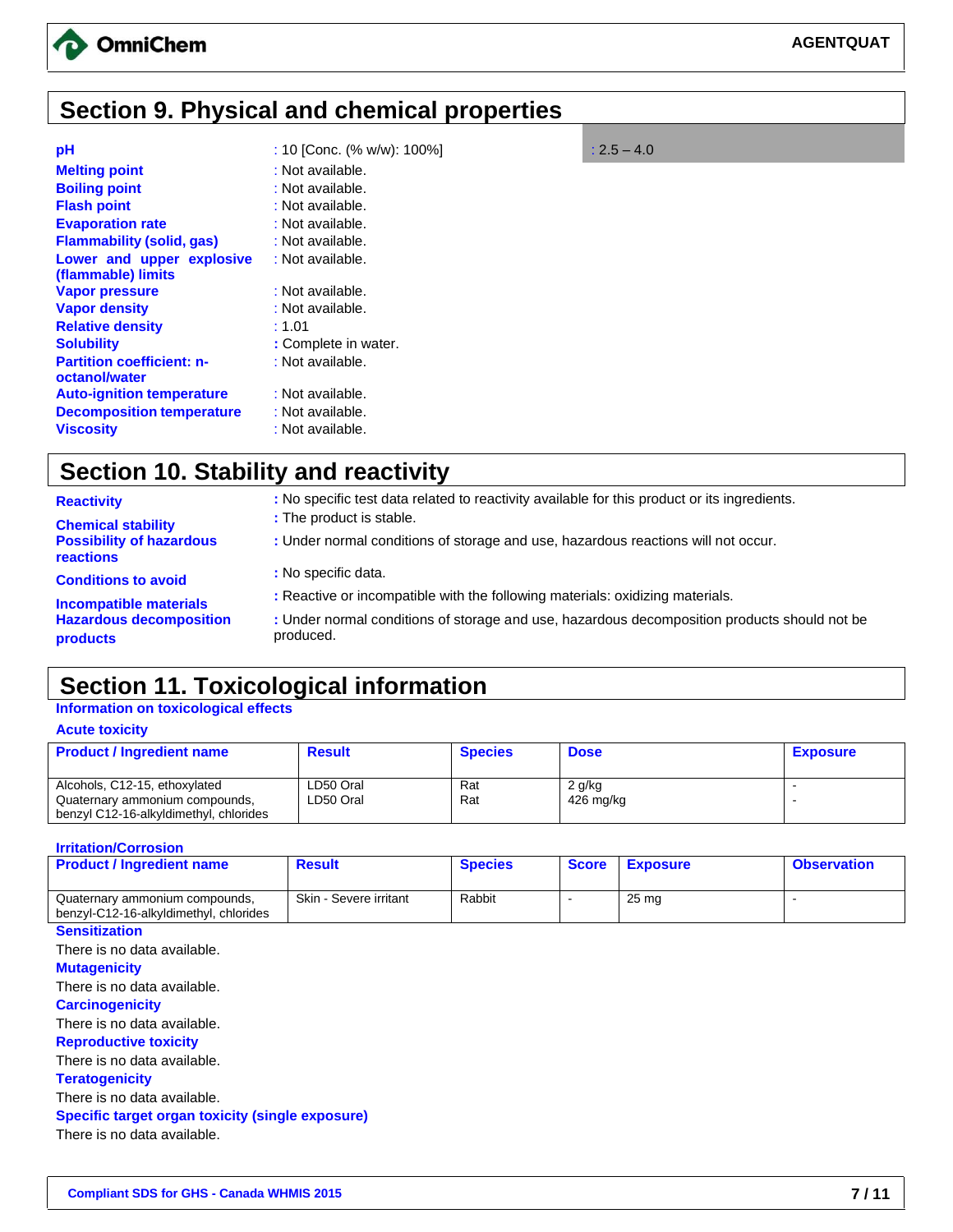## Section 9. Physical and chemical properties

| | | |
|---|---|---|
| **pH** | : 10 [Conc. (% w/w): 100%] | : 2.5 – 4.0 |
| **Melting point** | : Not available. | |
| **Boiling point** | : Not available. | |
| **Flash point** | : Not available. | |
| **Evaporation rate** | : Not available. | |
| **Flammability (solid, gas)** | : Not available. | |
| **Lower and upper explosive (flammable) limits** | : Not available. | |
| **Vapor pressure** | : Not available. | |
| **Vapor density** | : Not available. | |
| **Relative density** | : 1.01 | |
| **Solubility** | : Complete in water. | |
| **Partition coefficient: n-octanol/water** | : Not available. | |
| **Auto-ignition temperature** | : Not available. | |
| **Decomposition temperature** | : Not available. | |
| **Viscosity** | : Not available. | |

## Section 10. Stability and reactivity

| | |
|---|---|
| **Reactivity** | : No specific test data related to reactivity available for this product or its ingredients. |
| **Chemical stability** | : The product is stable. |
| **Possibility of hazardous reactions** | : Under normal conditions of storage and use, hazardous reactions will not occur. |
| **Conditions to avoid** | : No specific data. |
| **Incompatible materials** | : Reactive or incompatible with the following materials: oxidizing materials. |
| **Hazardous decomposition products** | : Under normal conditions of storage and use, hazardous decomposition products should not be produced. |

## Section 11. Toxicological information

### Information on toxicological effects

**Acute toxicity**

| Product / Ingredient name | Result | Species | Dose | Exposure |
|---|---|---|---|---|
| Alcohols, C12-15, ethoxylated | LD50 Oral | Rat | 2 g/kg | - |
| Quaternary ammonium compounds, benzyl C12-16-alkyldimethyl, chlorides | LD50 Oral | Rat | 426 mg/kg | - |

**Irritation/Corrosion**

| Product / Ingredient name | Result | Species | Score | Exposure | Observation |
|---|---|---|---|---|---|
| Quaternary ammonium compounds, benzyl-C12-16-alkyldimethyl, chlorides | Skin - Severe irritant | Rabbit | - | 25 mg | - |

**Sensitization**

There is no data available.

**Mutagenicity**

There is no data available.

**Carcinogenicity**

There is no data available.

**Reproductive toxicity**

There is no data available.

**Teratogenicity**

There is no data available.

**Specific target organ toxicity (single exposure)**

There is no data available.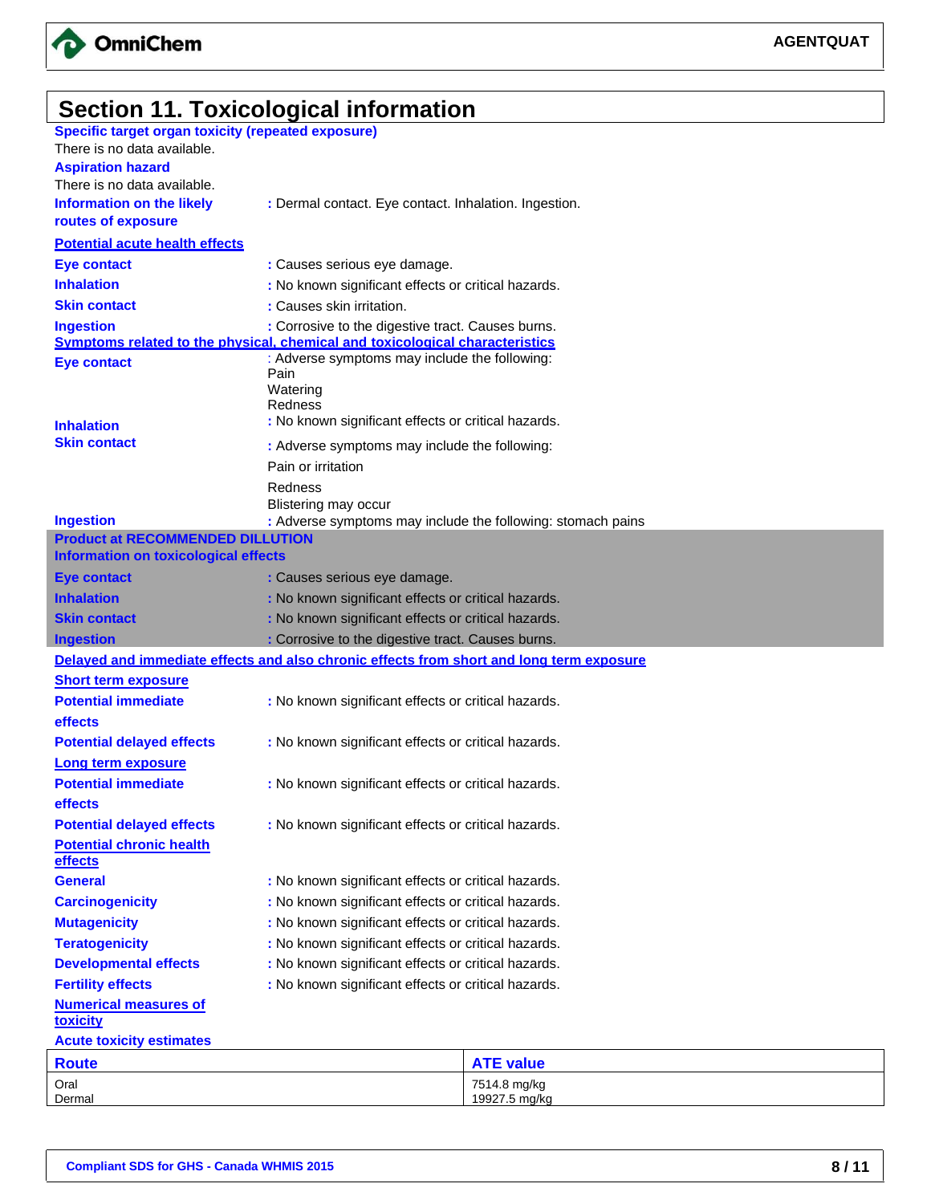## Section 11. Toxicological information

**Specific target organ toxicity (repeated exposure)**

There is no data available.

**Aspiration hazard**

There is no data available.

**Information on the likely routes of exposure** : Dermal contact. Eye contact. Inhalation. Ingestion.

**Potential acute health effects**

**Eye contact** : Causes serious eye damage.

**Inhalation** : No known significant effects or critical hazards.

**Skin contact** : Causes skin irritation.

**Ingestion** : Corrosive to the digestive tract. Causes burns.

**Symptoms related to the physical, chemical and toxicological characteristics**

**Eye contact** : Adverse symptoms may include the following:
Pain
Watering
Redness

**Inhalation** : No known significant effects or critical hazards.

**Skin contact** : Adverse symptoms may include the following:
Pain or irritation
Redness
Blistering may occur

**Ingestion** : Adverse symptoms may include the following: stomach pains

**Product at RECOMMENDED DILUTION**

**Information on toxicological effects**

**Eye contact** : Causes serious eye damage.

**Inhalation** : No known significant effects or critical hazards.

**Skin contact** : No known significant effects or critical hazards.

**Ingestion** : Corrosive to the digestive tract. Causes burns.

**Delayed and immediate effects and also chronic effects from short and long term exposure**

**Short term exposure**

**Potential immediate effects** : No known significant effects or critical hazards.

**Potential delayed effects** : No known significant effects or critical hazards.

**Long term exposure**

**Potential immediate effects** : No known significant effects or critical hazards.

**Potential delayed effects** : No known significant effects or critical hazards.

**Potential chronic health effects**

**General** : No known significant effects or critical hazards.

**Carcinogenicity** : No known significant effects or critical hazards.

**Mutagenicity** : No known significant effects or critical hazards.

**Teratogenicity** : No known significant effects or critical hazards.

**Developmental effects** : No known significant effects or critical hazards.

**Fertility effects** : No known significant effects or critical hazards.

**Numerical measures of toxicity**

**Acute toxicity estimates**

| Route | ATE value |
|---|---|
| Oral | 7514.8 mg/kg |
| Dermal | 19927.5 mg/kg |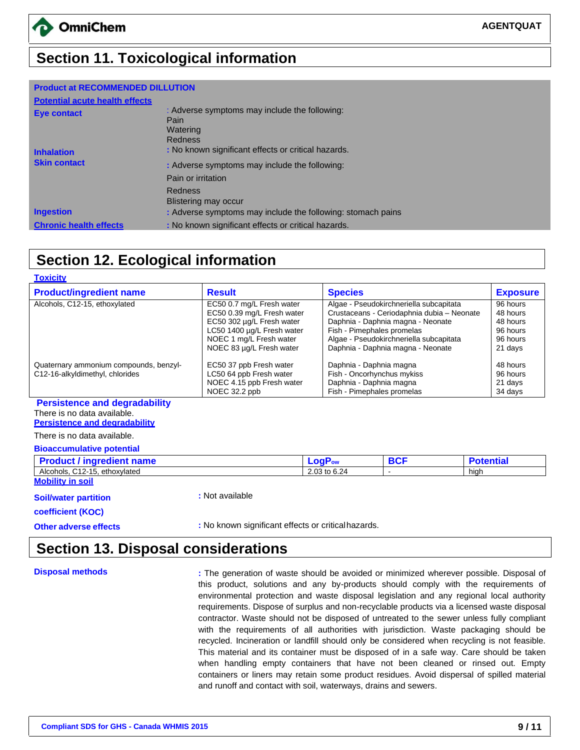## Section 11. Toxicological information

**Product at RECOMMENDED DILUTION**

**Potential acute health effects**

**Eye contact** : Adverse symptoms may include the following:
Pain
Watering
Redness

**Inhalation** : No known significant effects or critical hazards.

**Skin contact** : Adverse symptoms may include the following:
Pain or irritation
Redness
Blistering may occur

**Ingestion** : Adverse symptoms may include the following: stomach pains

**Chronic health effects** : No known significant effects or critical hazards.

## Section 12. Ecological information

**Toxicity**

| Product/ingredient name | Result | Species | Exposure |
|---|---|---|---|
| Alcohols, C12-15, ethoxylated | EC50 0.7 mg/L Fresh water | Algae - Pseudokirchneriella subcapitata | 96 hours |
| | EC50 0.39 mg/L Fresh water | Crustaceans - Ceriodaphnia dubia – Neonate | 48 hours |
| | EC50 302 µg/L Fresh water | Daphnia - Daphnia magna - Neonate | 48 hours |
| | LC50 1400 µg/L Fresh water | Fish - Pimephales promelas | 96 hours |
| | NOEC 1 mg/L Fresh water | Algae - Pseudokirchneriella subcapitata | 96 hours |
| | NOEC 83 µg/L Fresh water | Daphnia - Daphnia magna - Neonate | 21 days |
| Quaternary ammonium compounds, benzyl-C12-16-alkyldimethyl, chlorides | EC50 37 ppb Fresh water | Daphnia - Daphnia magna | 48 hours |
| | LC50 64 ppb Fresh water | Fish - Oncorhynchus mykiss | 96 hours |
| | NOEC 4.15 ppb Fresh water | Daphnia - Daphnia magna | 21 days |
| | NOEC 32.2 ppb | Fish - Pimephales promelas | 34 days |

**Persistence and degradability**

There is no data available.

**Persistence and degradability**

There is no data available.

**Bioaccumulative potential**

| Product / ingredient name | $LogP_{ow}$ | BCF | Potential |
|---|---|---|---|
| Alcohols, C12-15, ethoxylated | 2.03 to 6.24 | - | high |

**Mobility in soil**

**Soil/water partition coefficient (KOC)** : Not available

**Other adverse effects** : No known significant effects or critical hazards.

## Section 13. Disposal considerations

**Disposal methods** : The generation of waste should be avoided or minimized wherever possible. Disposal of this product, solutions and any by-products should comply with the requirements of environmental protection and waste disposal legislation and any regional local authority requirements. Dispose of surplus and non-recyclable products via a licensed waste disposal contractor. Waste should not be disposed of untreated to the sewer unless fully compliant with the requirements of all authorities with jurisdiction. Waste packaging should be recycled. Incineration or landfill should only be considered when recycling is not feasible. This material and its container must be disposed of in a safe way. Care should be taken when handling empty containers that have not been cleaned or rinsed out. Empty containers or liners may retain some product residues. Avoid dispersal of spilled material and runoff and contact with soil, waterways, drains and sewers.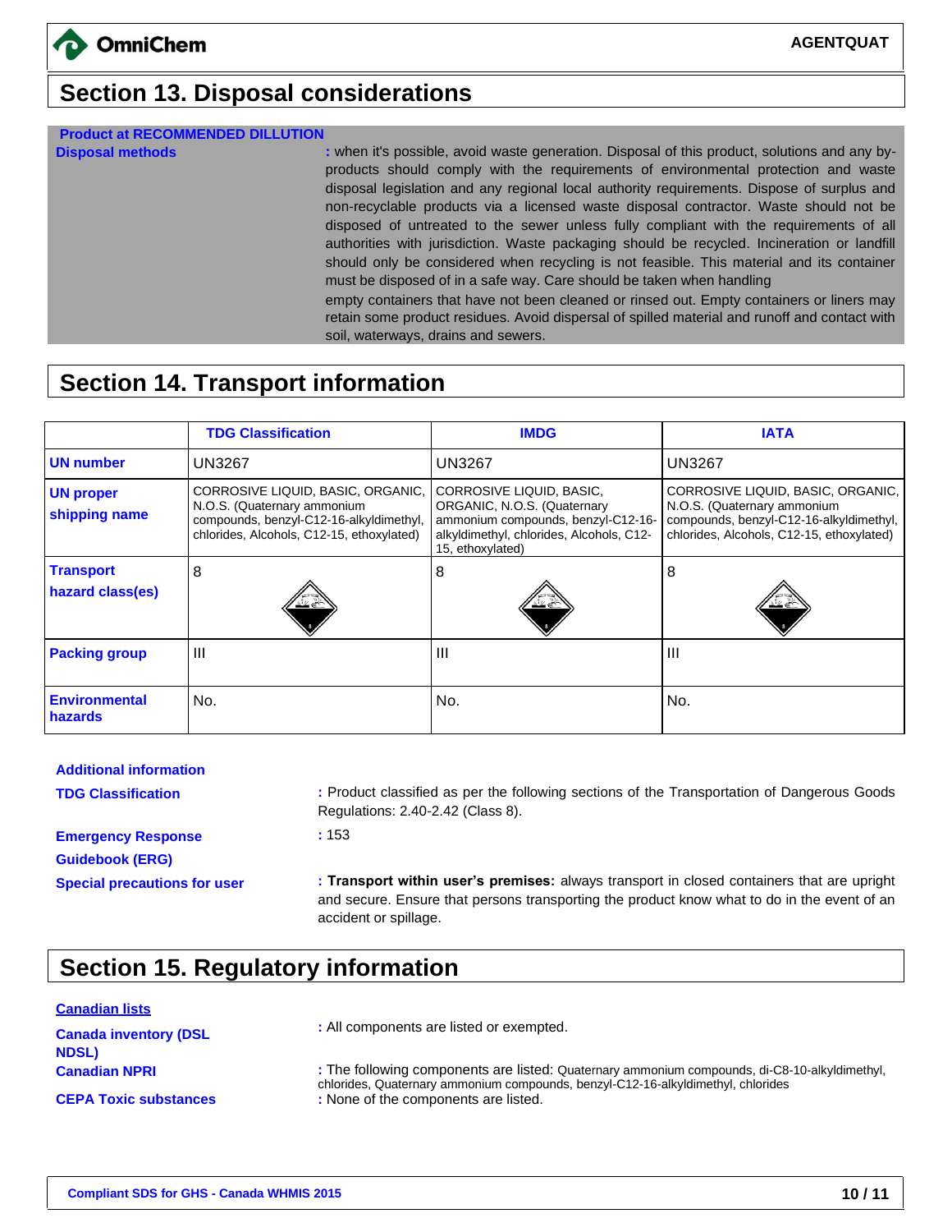## Section 13. Disposal considerations

**Product at RECOMMENDED DILLUTION**

**Disposal methods** : when it's possible, avoid waste generation. Disposal of this product, solutions and any by-products should comply with the requirements of environmental protection and waste disposal legislation and any regional local authority requirements. Dispose of surplus and non-recyclable products via a licensed waste disposal contractor. Waste should not be disposed of untreated to the sewer unless fully compliant with the requirements of all authorities with jurisdiction. Waste packaging should be recycled. Incineration or landfill should only be considered when recycling is not feasible. This material and its container must be disposed of in a safe way. Care should be taken when handling empty containers that have not been cleaned or rinsed out. Empty containers or liners may retain some product residues. Avoid dispersal of spilled material and runoff and contact with soil, waterways, drains and sewers.

## Section 14. Transport information

| | TDG Classification | IMDG | IATA |
|---|---|---|---|
| **UN number** | UN3267 | UN3267 | UN3267 |
| **UN proper shipping name** | CORROSIVE LIQUID, BASIC, ORGANIC, N.O.S. (Quaternary ammonium compounds, benzyl-C12-16-alkyldimethyl, chlorides, Alcohols, C12-15, ethoxylated) | CORROSIVE LIQUID, BASIC, ORGANIC, N.O.S. (Quaternary ammonium compounds, benzyl-C12-16-alkyldimethyl, chlorides, Alcohols, C12-15, ethoxylated) | CORROSIVE LIQUID, BASIC, ORGANIC, N.O.S. (Quaternary ammonium compounds, benzyl-C12-16-alkyldimethyl, chlorides, Alcohols, C12-15, ethoxylated) |
| **Transport hazard class(es)** | 8 | 8 | 8 |
| **Packing group** | III | III | III |
| **Environmental hazards** | No. | No. | No. |

**Additional information**

**TDG Classification** : Product classified as per the following sections of the Transportation of Dangerous Goods Regulations: 2.40-2.42 (Class 8).

**Emergency Response Guidebook (ERG)** : 153

**Special precautions for user** : **Transport within user's premises:** always transport in closed containers that are upright and secure. Ensure that persons transporting the product know what to do in the event of an accident or spillage.

## Section 15. Regulatory information

**Canadian lists**

**Canada inventory (DSL NDSL)** : All components are listed or exempted.

**Canadian NPRI** : The following components are listed: Quaternary ammonium compounds, di-C8-10-alkyldimethyl, chlorides, Quaternary ammonium compounds, benzyl-C12-16-alkyldimethyl, chlorides

**CEPA Toxic substances** : None of the components are listed.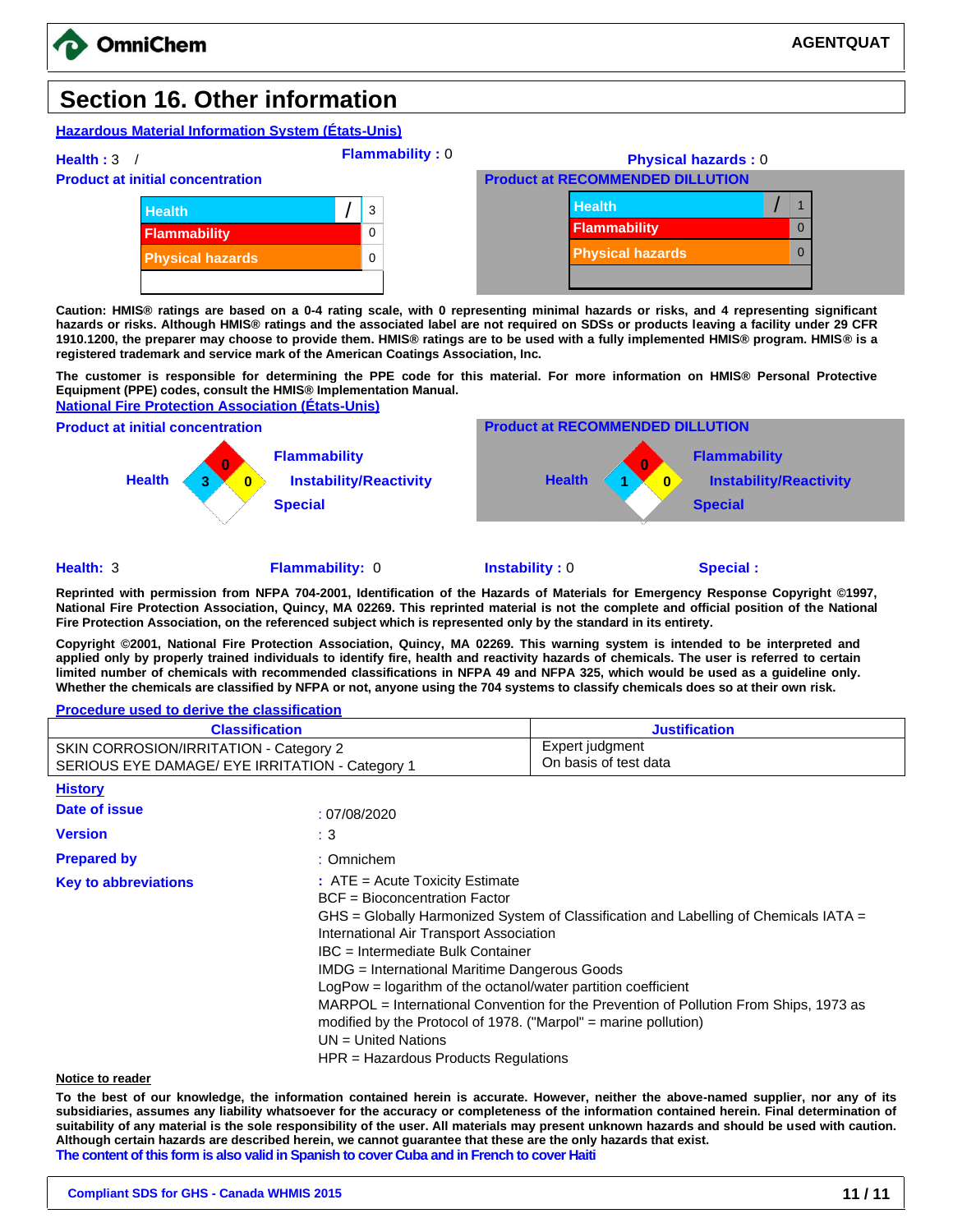## Section 16. Other information

**Hazardous Material Information System (États-Unis)**

**Health :** 3 / **Flammability :** 0 **Physical hazards :** 0

**Product at initial concentration**

| | | |
|---|---|---|
| Health | / | 3 |
| Flammability | | 0 |
| Physical hazards | | 0 |

**Product at RECOMMENDED DILUTION**

| | | |
|---|---|---|
| Health | / | 1 |
| Flammability | | 0 |
| Physical hazards | | 0 |

**Caution: HMIS® ratings are based on a 0-4 rating scale, with 0 representing minimal hazards or risks, and 4 representing significant hazards or risks. Although HMIS® ratings and the associated label are not required on SDSs or products leaving a facility under 29 CFR 1910.1200, the preparer may choose to provide them. HMIS® ratings are to be used with a fully implemented HMIS® program. HMIS® is a registered trademark and service mark of the American Coatings Association, Inc.**

**The customer is responsible for determining the PPE code for this material. For more information on HMIS® Personal Protective Equipment (PPE) codes, consult the HMIS® Implementation Manual.**

**National Fire Protection Association (États-Unis)**

**Product at initial concentration**

Health: 3
Flammability: 0
Instability/Reactivity: 0
Special

**Product at RECOMMENDED DILUTION**

Health: 1
Flammability: 0
Instability/Reactivity: 0
Special

**Health:** 3 **Flammability:** 0 **Instability :** 0 **Special :**

**Reprinted with permission from NFPA 704-2001, Identification of the Hazards of Materials for Emergency Response Copyright ©1997, National Fire Protection Association, Quincy, MA 02269. This reprinted material is not the complete and official position of the National Fire Protection Association, on the referenced subject which is represented only by the standard in its entirety.**

**Copyright ©2001, National Fire Protection Association, Quincy, MA 02269. This warning system is intended to be interpreted and applied only by properly trained individuals to identify fire, health and reactivity hazards of chemicals. The user is referred to certain limited number of chemicals with recommended classifications in NFPA 49 and NFPA 325, which would be used as a guideline only. Whether the chemicals are classified by NFPA or not, anyone using the 704 systems to classify chemicals does so at their own risk.**

**Procedure used to derive the classification**

| Classification | Justification |
|---|---|
| SKIN CORROSION/IRRITATION - Category 2 | Expert judgment |
| SERIOUS EYE DAMAGE/ EYE IRRITATION - Category 1 | On basis of test data |

**History**

**Date of issue** : 07/08/2020

**Version** : 3

**Prepared by** : Omnichem

**Key to abbreviations** : ATE = Acute Toxicity Estimate
BCF = Bioconcentration Factor
GHS = Globally Harmonized System of Classification and Labelling of Chemicals IATA = International Air Transport Association
IBC = Intermediate Bulk Container
IMDG = International Maritime Dangerous Goods
LogPow = logarithm of the octanol/water partition coefficient
MARPOL = International Convention for the Prevention of Pollution From Ships, 1973 as modified by the Protocol of 1978. ("Marpol" = marine pollution)
UN = United Nations
HPR = Hazardous Products Regulations

**Notice to reader**

**To the best of our knowledge, the information contained herein is accurate. However, neither the above-named supplier, nor any of its subsidiaries, assumes any liability whatsoever for the accuracy or completeness of the information contained herein. Final determination of suitability of any material is the sole responsibility of the user. All materials may present unknown hazards and should be used with caution. Although certain hazards are described herein, we cannot guarantee that these are the only hazards that exist.**

**The content of this form is also valid in Spanish to cover Cuba and in French to cover Haiti**